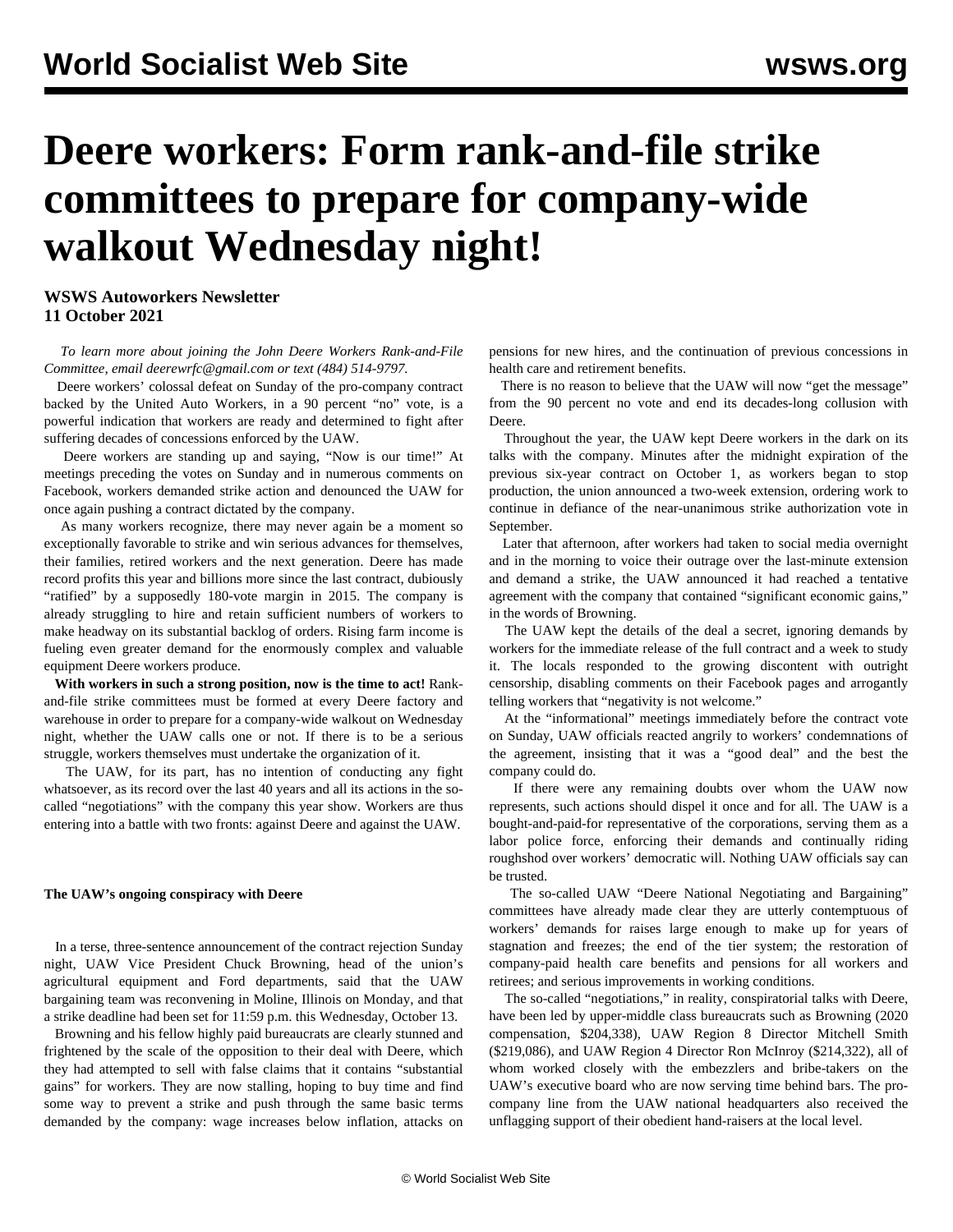# Deere workers: Form rank-and-file strike committees to prepare for company-wide walkout Wednesday night!

**WSWS Autoworkers Newsletter**
**11 October 2021**

*To learn more about joining the John Deere Workers Rank-and-File Committee, email deerewrfc@gmail.com or text (484) 514-9797.*

Deere workers' colossal defeat on Sunday of the pro-company contract backed by the United Auto Workers, in a 90 percent "no" vote, is a powerful indication that workers are ready and determined to fight after suffering decades of concessions enforced by the UAW.

Deere workers are standing up and saying, "Now is our time!" At meetings preceding the votes on Sunday and in numerous comments on Facebook, workers demanded strike action and denounced the UAW for once again pushing a contract dictated by the company.

As many workers recognize, there may never again be a moment so exceptionally favorable to strike and win serious advances for themselves, their families, retired workers and the next generation. Deere has made record profits this year and billions more since the last contract, dubiously "ratified" by a supposedly 180-vote margin in 2015. The company is already struggling to hire and retain sufficient numbers of workers to make headway on its substantial backlog of orders. Rising farm income is fueling even greater demand for the enormously complex and valuable equipment Deere workers produce.

**With workers in such a strong position, now is the time to act!** Rank-and-file strike committees must be formed at every Deere factory and warehouse in order to prepare for a company-wide walkout on Wednesday night, whether the UAW calls one or not. If there is to be a serious struggle, workers themselves must undertake the organization of it.

The UAW, for its part, has no intention of conducting any fight whatsoever, as its record over the last 40 years and all its actions in the so-called "negotiations" with the company this year show. Workers are thus entering into a battle with two fronts: against Deere and against the UAW.

### The UAW's ongoing conspiracy with Deere

In a terse, three-sentence announcement of the contract rejection Sunday night, UAW Vice President Chuck Browning, head of the union's agricultural equipment and Ford departments, said that the UAW bargaining team was reconvening in Moline, Illinois on Monday, and that a strike deadline had been set for 11:59 p.m. this Wednesday, October 13.

Browning and his fellow highly paid bureaucrats are clearly stunned and frightened by the scale of the opposition to their deal with Deere, which they had attempted to sell with false claims that it contains "substantial gains" for workers. They are now stalling, hoping to buy time and find some way to prevent a strike and push through the same basic terms demanded by the company: wage increases below inflation, attacks on pensions for new hires, and the continuation of previous concessions in health care and retirement benefits.

There is no reason to believe that the UAW will now "get the message" from the 90 percent no vote and end its decades-long collusion with Deere.

Throughout the year, the UAW kept Deere workers in the dark on its talks with the company. Minutes after the midnight expiration of the previous six-year contract on October 1, as workers began to stop production, the union announced a two-week extension, ordering work to continue in defiance of the near-unanimous strike authorization vote in September.

Later that afternoon, after workers had taken to social media overnight and in the morning to voice their outrage over the last-minute extension and demand a strike, the UAW announced it had reached a tentative agreement with the company that contained "significant economic gains," in the words of Browning.

The UAW kept the details of the deal a secret, ignoring demands by workers for the immediate release of the full contract and a week to study it. The locals responded to the growing discontent with outright censorship, disabling comments on their Facebook pages and arrogantly telling workers that "negativity is not welcome."

At the "informational" meetings immediately before the contract vote on Sunday, UAW officials reacted angrily to workers' condemnations of the agreement, insisting that it was a "good deal" and the best the company could do.

If there were any remaining doubts over whom the UAW now represents, such actions should dispel it once and for all. The UAW is a bought-and-paid-for representative of the corporations, serving them as a labor police force, enforcing their demands and continually riding roughshod over workers' democratic will. Nothing UAW officials say can be trusted.

The so-called UAW "Deere National Negotiating and Bargaining" committees have already made clear they are utterly contemptuous of workers' demands for raises large enough to make up for years of stagnation and freezes; the end of the tier system; the restoration of company-paid health care benefits and pensions for all workers and retirees; and serious improvements in working conditions.

The so-called "negotiations," in reality, conspiratorial talks with Deere, have been led by upper-middle class bureaucrats such as Browning (2020 compensation, $204,338), UAW Region 8 Director Mitchell Smith ($219,086), and UAW Region 4 Director Ron McInroy ($214,322), all of whom worked closely with the embezzlers and bribe-takers on the UAW's executive board who are now serving time behind bars. The pro-company line from the UAW national headquarters also received the unflagging support of their obedient hand-raisers at the local level.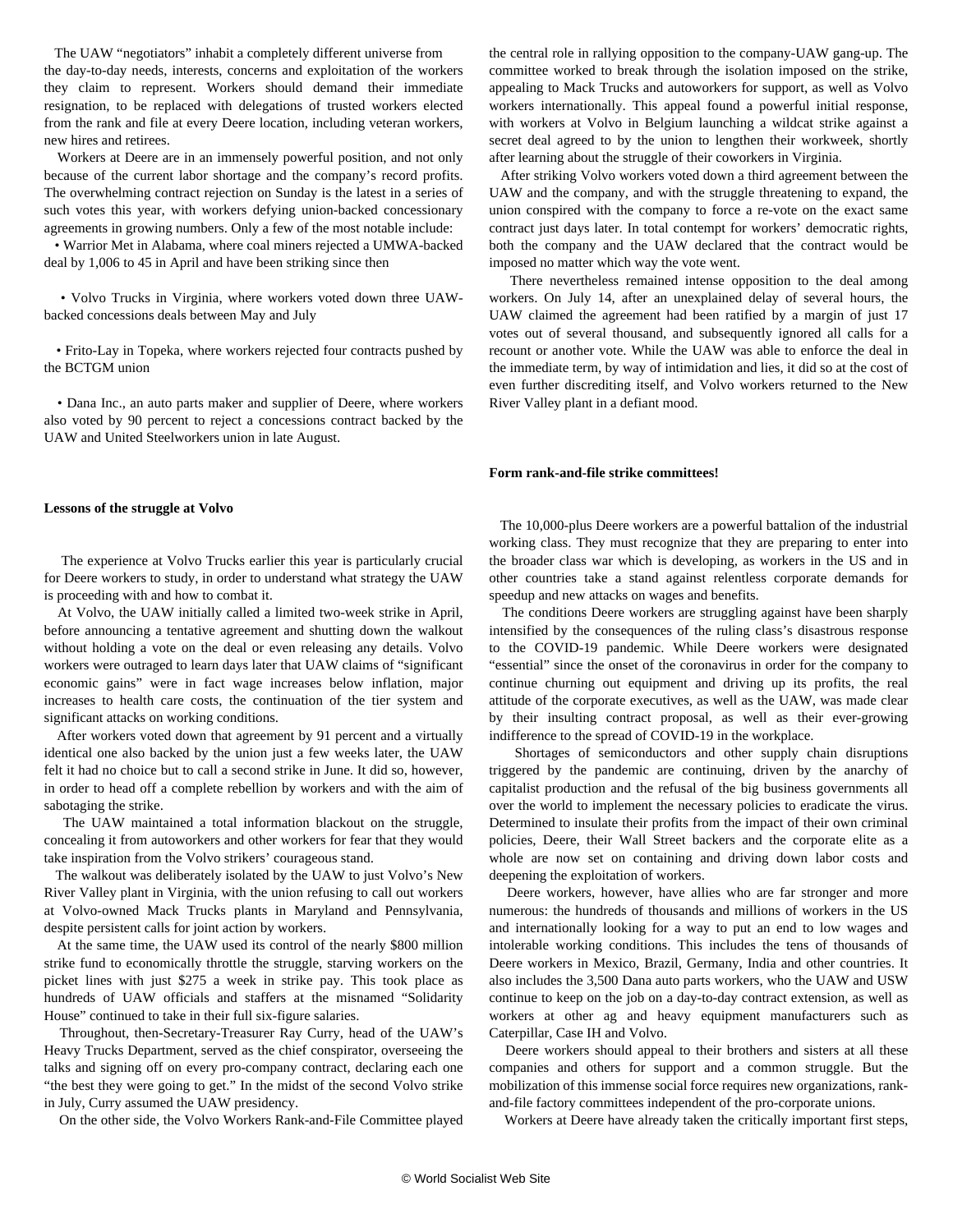The UAW "negotiators" inhabit a completely different universe from the day-to-day needs, interests, concerns and exploitation of the workers they claim to represent. Workers should demand their immediate resignation, to be replaced with delegations of trusted workers elected from the rank and file at every Deere location, including veteran workers, new hires and retirees.

Workers at Deere are in an immensely powerful position, and not only because of the current labor shortage and the company's record profits. The overwhelming contract rejection on Sunday is the latest in a series of such votes this year, with workers defying union-backed concessionary agreements in growing numbers. Only a few of the most notable include:

- Warrior Met in Alabama, where coal miners rejected a UMWA-backed deal by 1,006 to 45 in April and have been striking since then
- Volvo Trucks in Virginia, where workers voted down three UAW-backed concessions deals between May and July
- Frito-Lay in Topeka, where workers rejected four contracts pushed by the BCTGM union
- Dana Inc., an auto parts maker and supplier of Deere, where workers also voted by 90 percent to reject a concessions contract backed by the UAW and United Steelworkers union in late August.

**Lessons of the struggle at Volvo**

The experience at Volvo Trucks earlier this year is particularly crucial for Deere workers to study, in order to understand what strategy the UAW is proceeding with and how to combat it.

At Volvo, the UAW initially called a limited two-week strike in April, before announcing a tentative agreement and shutting down the walkout without holding a vote on the deal or even releasing any details. Volvo workers were outraged to learn days later that UAW claims of "significant economic gains" were in fact wage increases below inflation, major increases to health care costs, the continuation of the tier system and significant attacks on working conditions.

After workers voted down that agreement by 91 percent and a virtually identical one also backed by the union just a few weeks later, the UAW felt it had no choice but to call a second strike in June. It did so, however, in order to head off a complete rebellion by workers and with the aim of sabotaging the strike.

The UAW maintained a total information blackout on the struggle, concealing it from autoworkers and other workers for fear that they would take inspiration from the Volvo strikers' courageous stand.

The walkout was deliberately isolated by the UAW to just Volvo's New River Valley plant in Virginia, with the union refusing to call out workers at Volvo-owned Mack Trucks plants in Maryland and Pennsylvania, despite persistent calls for joint action by workers.

At the same time, the UAW used its control of the nearly $800 million strike fund to economically throttle the struggle, starving workers on the picket lines with just $275 a week in strike pay. This took place as hundreds of UAW officials and staffers at the misnamed "Solidarity House" continued to take in their full six-figure salaries.

Throughout, then-Secretary-Treasurer Ray Curry, head of the UAW's Heavy Trucks Department, served as the chief conspirator, overseeing the talks and signing off on every pro-company contract, declaring each one "the best they were going to get." In the midst of the second Volvo strike in July, Curry assumed the UAW presidency.

On the other side, the Volvo Workers Rank-and-File Committee played the central role in rallying opposition to the company-UAW gang-up. The committee worked to break through the isolation imposed on the strike, appealing to Mack Trucks and autoworkers for support, as well as Volvo workers internationally. This appeal found a powerful initial response, with workers at Volvo in Belgium launching a wildcat strike against a secret deal agreed to by the union to lengthen their workweek, shortly after learning about the struggle of their coworkers in Virginia.

After striking Volvo workers voted down a third agreement between the UAW and the company, and with the struggle threatening to expand, the union conspired with the company to force a re-vote on the exact same contract just days later. In total contempt for workers' democratic rights, both the company and the UAW declared that the contract would be imposed no matter which way the vote went.

There nevertheless remained intense opposition to the deal among workers. On July 14, after an unexplained delay of several hours, the UAW claimed the agreement had been ratified by a margin of just 17 votes out of several thousand, and subsequently ignored all calls for a recount or another vote. While the UAW was able to enforce the deal in the immediate term, by way of intimidation and lies, it did so at the cost of even further discrediting itself, and Volvo workers returned to the New River Valley plant in a defiant mood.

**Form rank-and-file strike committees!**

The 10,000-plus Deere workers are a powerful battalion of the industrial working class. They must recognize that they are preparing to enter into the broader class war which is developing, as workers in the US and in other countries take a stand against relentless corporate demands for speedup and new attacks on wages and benefits.

The conditions Deere workers are struggling against have been sharply intensified by the consequences of the ruling class's disastrous response to the COVID-19 pandemic. While Deere workers were designated "essential" since the onset of the coronavirus in order for the company to continue churning out equipment and driving up its profits, the real attitude of the corporate executives, as well as the UAW, was made clear by their insulting contract proposal, as well as their ever-growing indifference to the spread of COVID-19 in the workplace.

Shortages of semiconductors and other supply chain disruptions triggered by the pandemic are continuing, driven by the anarchy of capitalist production and the refusal of the big business governments all over the world to implement the necessary policies to eradicate the virus. Determined to insulate their profits from the impact of their own criminal policies, Deere, their Wall Street backers and the corporate elite as a whole are now set on containing and driving down labor costs and deepening the exploitation of workers.

Deere workers, however, have allies who are far stronger and more numerous: the hundreds of thousands and millions of workers in the US and internationally looking for a way to put an end to low wages and intolerable working conditions. This includes the tens of thousands of Deere workers in Mexico, Brazil, Germany, India and other countries. It also includes the 3,500 Dana auto parts workers, who the UAW and USW continue to keep on the job on a day-to-day contract extension, as well as workers at other ag and heavy equipment manufacturers such as Caterpillar, Case IH and Volvo.

Deere workers should appeal to their brothers and sisters at all these companies and others for support and a common struggle. But the mobilization of this immense social force requires new organizations, rank-and-file factory committees independent of the pro-corporate unions.

Workers at Deere have already taken the critically important first steps,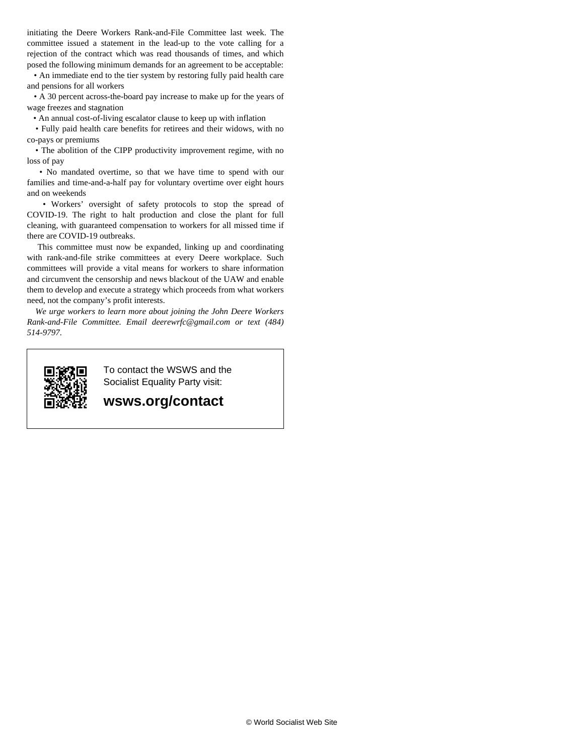initiating the Deere Workers Rank-and-File Committee last week. The committee issued a statement in the lead-up to the vote calling for a rejection of the contract which was read thousands of times, and which posed the following minimum demands for an agreement to be acceptable:

- An immediate end to the tier system by restoring fully paid health care and pensions for all workers
- A 30 percent across-the-board pay increase to make up for the years of wage freezes and stagnation
- An annual cost-of-living escalator clause to keep up with inflation
- Fully paid health care benefits for retirees and their widows, with no co-pays or premiums
- The abolition of the CIPP productivity improvement regime, with no loss of pay
- No mandated overtime, so that we have time to spend with our families and time-and-a-half pay for voluntary overtime over eight hours and on weekends
- Workers' oversight of safety protocols to stop the spread of COVID-19. The right to halt production and close the plant for full cleaning, with guaranteed compensation to workers for all missed time if there are COVID-19 outbreaks.

This committee must now be expanded, linking up and coordinating with rank-and-file strike committees at every Deere workplace. Such committees will provide a vital means for workers to share information and circumvent the censorship and news blackout of the UAW and enable them to develop and execute a strategy which proceeds from what workers need, not the company's profit interests.

*We urge workers to learn more about joining the John Deere Workers Rank-and-File Committee. Email deerewrfc@gmail.com or text (484) 514-9797.*

To contact the WSWS and the Socialist Equality Party visit:

**wsws.org/contact**